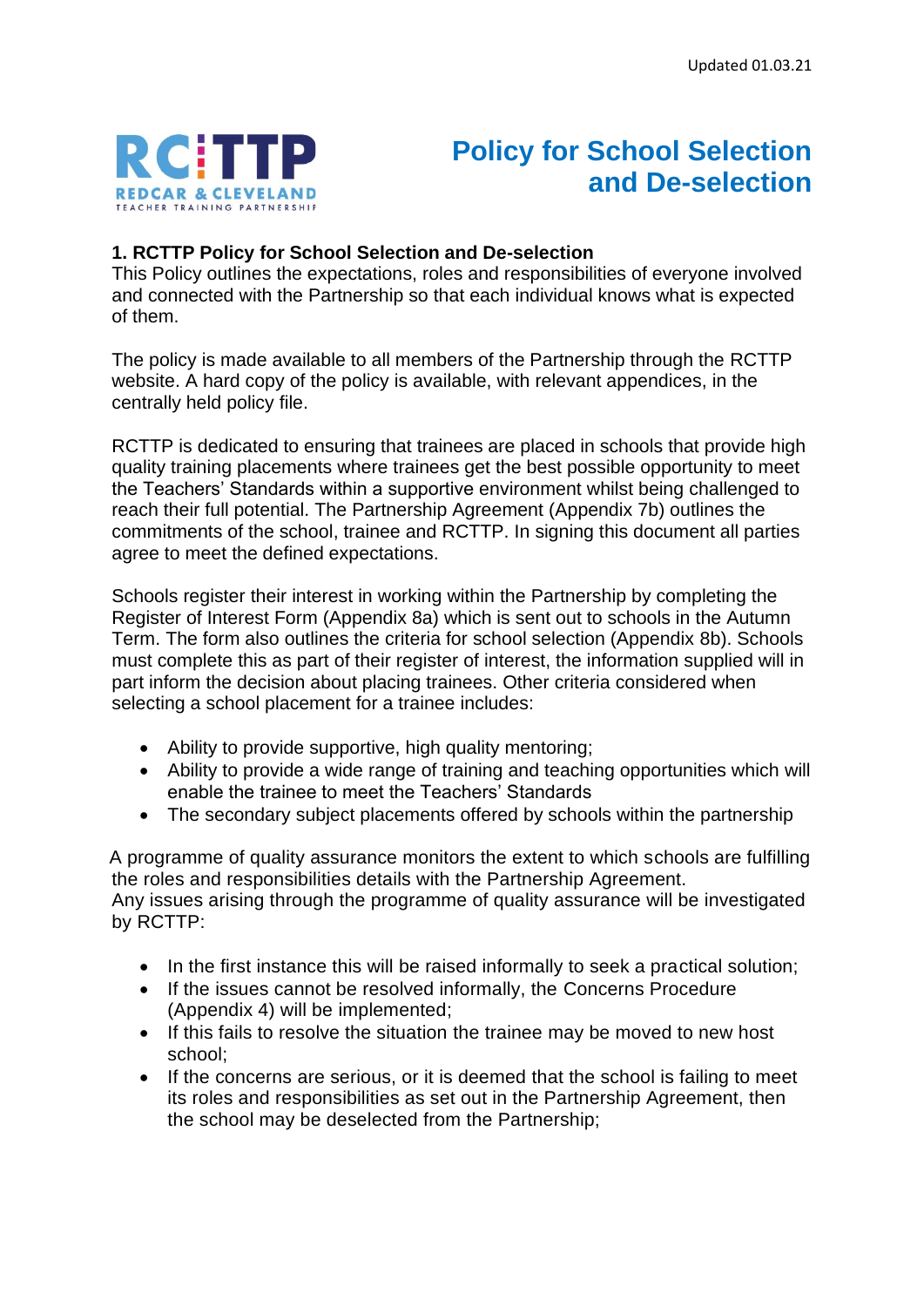Updated 01.03.21

RCTTP
REDCAR & CLEVELAND
TEACHER TRAINING PARTNERSHIP

# Policy for School Selection and De-selection

## 1. RCTTP Policy for School Selection and De-selection

This Policy outlines the expectations, roles and responsibilities of everyone involved and connected with the Partnership so that each individual knows what is expected of them.

The policy is made available to all members of the Partnership through the RCTTP website. A hard copy of the policy is available, with relevant appendices, in the centrally held policy file.

RCTTP is dedicated to ensuring that trainees are placed in schools that provide high quality training placements where trainees get the best possible opportunity to meet the Teachers' Standards within a supportive environment whilst being challenged to reach their full potential. The Partnership Agreement (Appendix 7b) outlines the commitments of the school, trainee and RCTTP. In signing this document all parties agree to meet the defined expectations.

Schools register their interest in working within the Partnership by completing the Register of Interest Form (Appendix 8a) which is sent out to schools in the Autumn Term. The form also outlines the criteria for school selection (Appendix 8b). Schools must complete this as part of their register of interest, the information supplied will in part inform the decision about placing trainees. Other criteria considered when selecting a school placement for a trainee includes:

- Ability to provide supportive, high quality mentoring;
- Ability to provide a wide range of training and teaching opportunities which will enable the trainee to meet the Teachers' Standards
- The secondary subject placements offered by schools within the partnership

A programme of quality assurance monitors the extent to which schools are fulfilling the roles and responsibilities details with the Partnership Agreement.
Any issues arising through the programme of quality assurance will be investigated by RCTTP:

- In the first instance this will be raised informally to seek a practical solution;
- If the issues cannot be resolved informally, the Concerns Procedure (Appendix 4) will be implemented;
- If this fails to resolve the situation the trainee may be moved to new host school;
- If the concerns are serious, or it is deemed that the school is failing to meet its roles and responsibilities as set out in the Partnership Agreement, then the school may be deselected from the Partnership;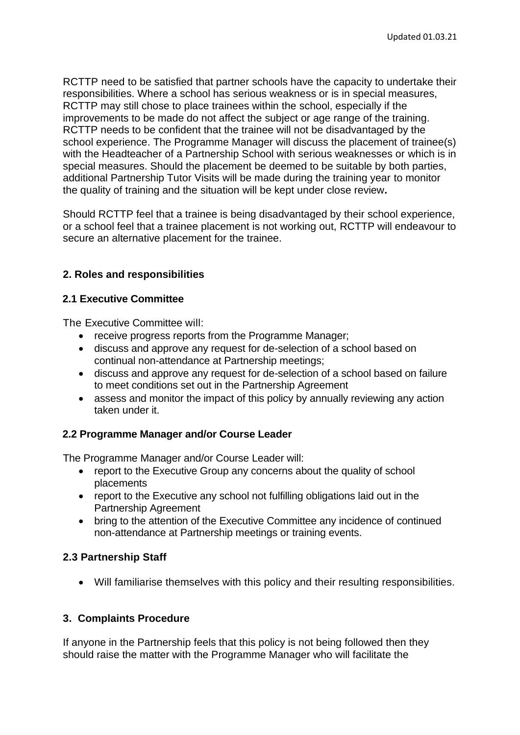RCTTP need to be satisfied that partner schools have the capacity to undertake their responsibilities. Where a school has serious weakness or is in special measures, RCTTP may still chose to place trainees within the school, especially if the improvements to be made do not affect the subject or age range of the training. RCTTP needs to be confident that the trainee will not be disadvantaged by the school experience. The Programme Manager will discuss the placement of trainee(s) with the Headteacher of a Partnership School with serious weaknesses or which is in special measures. Should the placement be deemed to be suitable by both parties, additional Partnership Tutor Visits will be made during the training year to monitor the quality of training and the situation will be kept under close review**.**

Should RCTTP feel that a trainee is being disadvantaged by their school experience, or a school feel that a trainee placement is not working out, RCTTP will endeavour to secure an alternative placement for the trainee.

## 2. Roles and responsibilities

### 2.1 Executive Committee

The Executive Committee will:

- receive progress reports from the Programme Manager;
- discuss and approve any request for de-selection of a school based on continual non-attendance at Partnership meetings;
- discuss and approve any request for de-selection of a school based on failure to meet conditions set out in the Partnership Agreement
- assess and monitor the impact of this policy by annually reviewing any action taken under it.

### 2.2 Programme Manager and/or Course Leader

The Programme Manager and/or Course Leader will:

- report to the Executive Group any concerns about the quality of school placements
- report to the Executive any school not fulfilling obligations laid out in the Partnership Agreement
- bring to the attention of the Executive Committee any incidence of continued non-attendance at Partnership meetings or training events.

### 2.3 Partnership Staff

- Will familiarise themselves with this policy and their resulting responsibilities.

## 3. Complaints Procedure

If anyone in the Partnership feels that this policy is not being followed then they should raise the matter with the Programme Manager who will facilitate the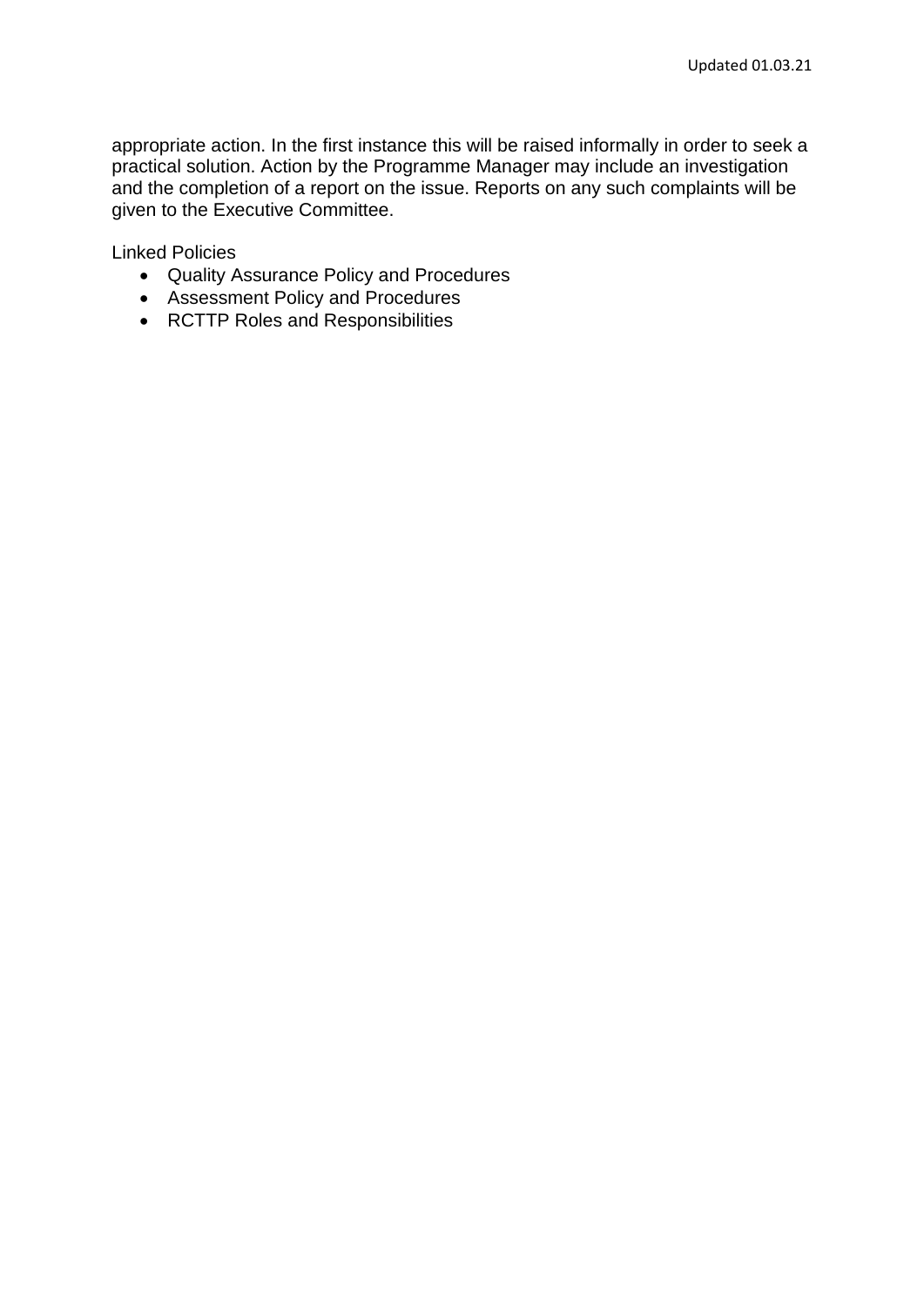appropriate action. In the first instance this will be raised informally in order to seek a practical solution. Action by the Programme Manager may include an investigation and the completion of a report on the issue. Reports on any such complaints will be given to the Executive Committee.

Linked Policies

- Quality Assurance Policy and Procedures
- Assessment Policy and Procedures
- RCTTP Roles and Responsibilities